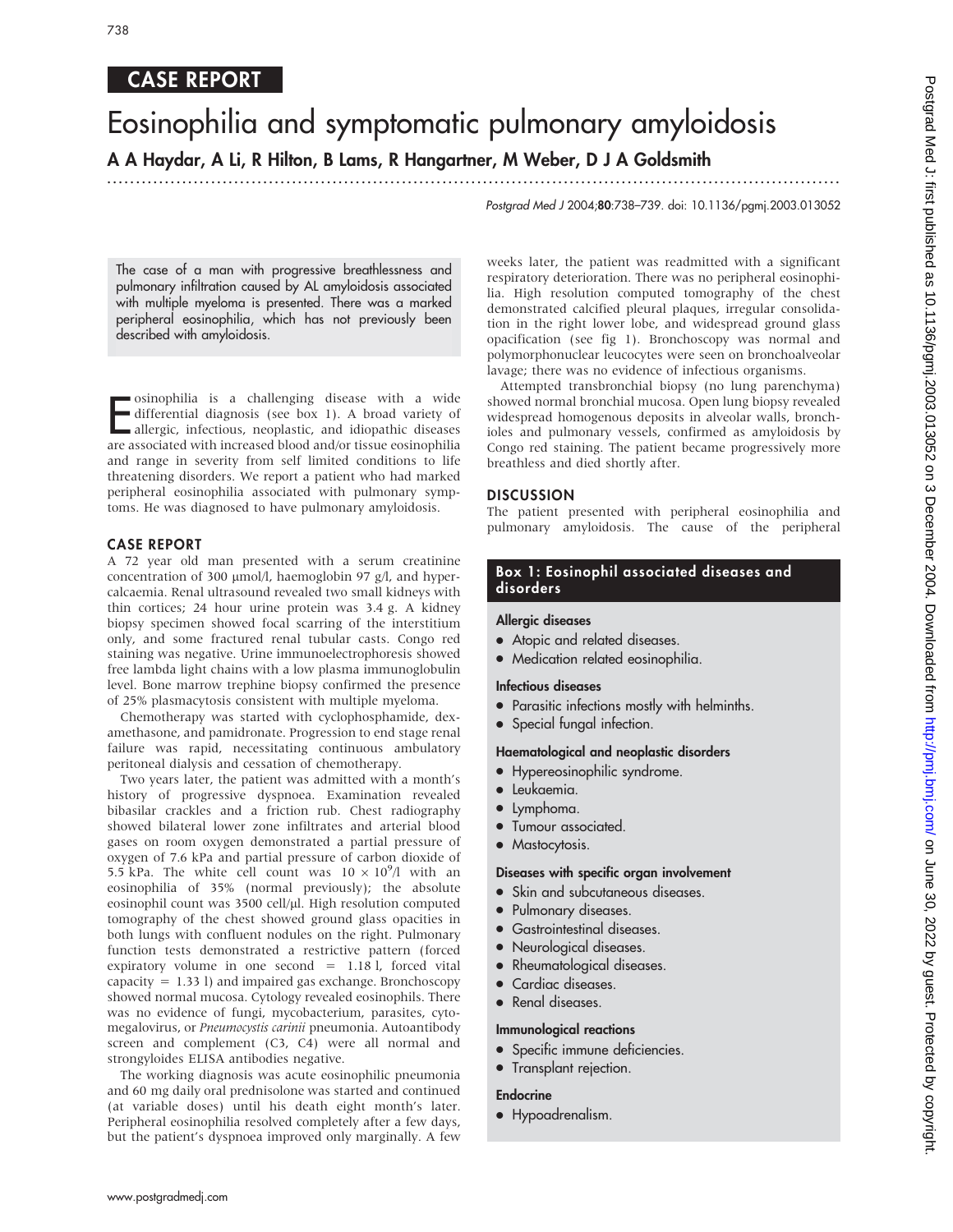# CASE REPORT

# Eosinophilia and symptomatic pulmonary amyloidosis

**A A Haydar, A Li, R Hilton, B Lams, R Hangartner, M Weber, D J A Goldsmith**

Postgrad Med J 2004;80:738–739. doi: 10.1136/pgmj.2003.013052

The case of a man with progressive breathlessness and pulmonary infiltration caused by AL amyloidosis associated with multiple myeloma is presented. There was a marked peripheral eosinophilia, which has not previously been described with amyloidosis.

Eosinophilia is a challenging disease with a wide differential diagnosis (see box 1). A broad variety of allergic, infectious, neoplastic, and idiopathic diseases are associated with increased blood and/or tissue eosinophilia and range in severity from self limited conditions to life threatening disorders. We report a patient who had marked peripheral eosinophilia associated with pulmonary symptoms. He was diagnosed to have pulmonary amyloidosis.

## CASE REPORT

A 72 year old man presented with a serum creatinine concentration of 300 μmol/l, haemoglobin 97 g/l, and hypercalcaemia. Renal ultrasound revealed two small kidneys with thin cortices; 24 hour urine protein was 3.4 g. A kidney biopsy specimen showed focal scarring of the interstitium only, and some fractured renal tubular casts. Congo red staining was negative. Urine immunoelectrophoresis showed free lambda light chains with a low plasma immunoglobulin level. Bone marrow trephine biopsy confirmed the presence of 25% plasmacytosis consistent with multiple myeloma.

Chemotherapy was started with cyclophosphamide, dexamethasone, and pamidronate. Progression to end stage renal failure was rapid, necessitating continuous ambulatory peritoneal dialysis and cessation of chemotherapy.

Two years later, the patient was admitted with a month's history of progressive dyspnoea. Examination revealed bibasilar crackles and a friction rub. Chest radiography showed bilateral lower zone infiltrates and arterial blood gases on room oxygen demonstrated a partial pressure of oxygen of 7.6 kPa and partial pressure of carbon dioxide of 5.5 kPa. The white cell count was $10 \times 10^9$/l with an eosinophilia of 35% (normal previously); the absolute eosinophil count was 3500 cell/μl. High resolution computed tomography of the chest showed ground glass opacities in both lungs with confluent nodules on the right. Pulmonary function tests demonstrated a restrictive pattern (forced expiratory volume in one second = 1.18 l, forced vital capacity = 1.33 l) and impaired gas exchange. Bronchoscopy showed normal mucosa. Cytology revealed eosinophils. There was no evidence of fungi, mycobacterium, parasites, cytomegalovirus, or *Pneumocystis carinii* pneumonia. Autoantibody screen and complement (C3, C4) were all normal and strongyloides ELISA antibodies negative.

The working diagnosis was acute eosinophilic pneumonia and 60 mg daily oral prednisolone was started and continued (at variable doses) until his death eight month's later. Peripheral eosinophilia resolved completely after a few days, but the patient's dyspnoea improved only marginally. A few weeks later, the patient was readmitted with a significant respiratory deterioration. There was no peripheral eosinophilia. High resolution computed tomography of the chest demonstrated calcified pleural plaques, irregular consolidation in the right lower lobe, and widespread ground glass opacification (see fig 1). Bronchoscopy was normal and polymorphonuclear leucocytes were seen on bronchoalveolar lavage; there was no evidence of infectious organisms.

Attempted transbronchial biopsy (no lung parenchyma) showed normal bronchial mucosa. Open lung biopsy revealed widespread homogenous deposits in alveolar walls, bronchioles and pulmonary vessels, confirmed as amyloidosis by Congo red staining. The patient became progressively more breathless and died shortly after.

## DISCUSSION

The patient presented with peripheral eosinophilia and pulmonary amyloidosis. The cause of the peripheral

### Box 1: Eosinophil associated diseases and disorders

**Allergic diseases**

- Atopic and related diseases.
- Medication related eosinophilia.

**Infectious diseases**

- Parasitic infections mostly with helminths.
- Special fungal infection.

**Haematological and neoplastic disorders**

- Hypereosinophilic syndrome.
- Leukaemia.
- Lymphoma.
- Tumour associated.
- Mastocytosis.

**Diseases with specific organ involvement**

- Skin and subcutaneous diseases.
- Pulmonary diseases.
- Gastrointestinal diseases.
- Neurological diseases.
- Rheumatological diseases.
- Cardiac diseases.
- Renal diseases.

**Immunological reactions**

- Specific immune deficiencies.
- Transplant rejection.

**Endocrine**

- Hypoadrenalism.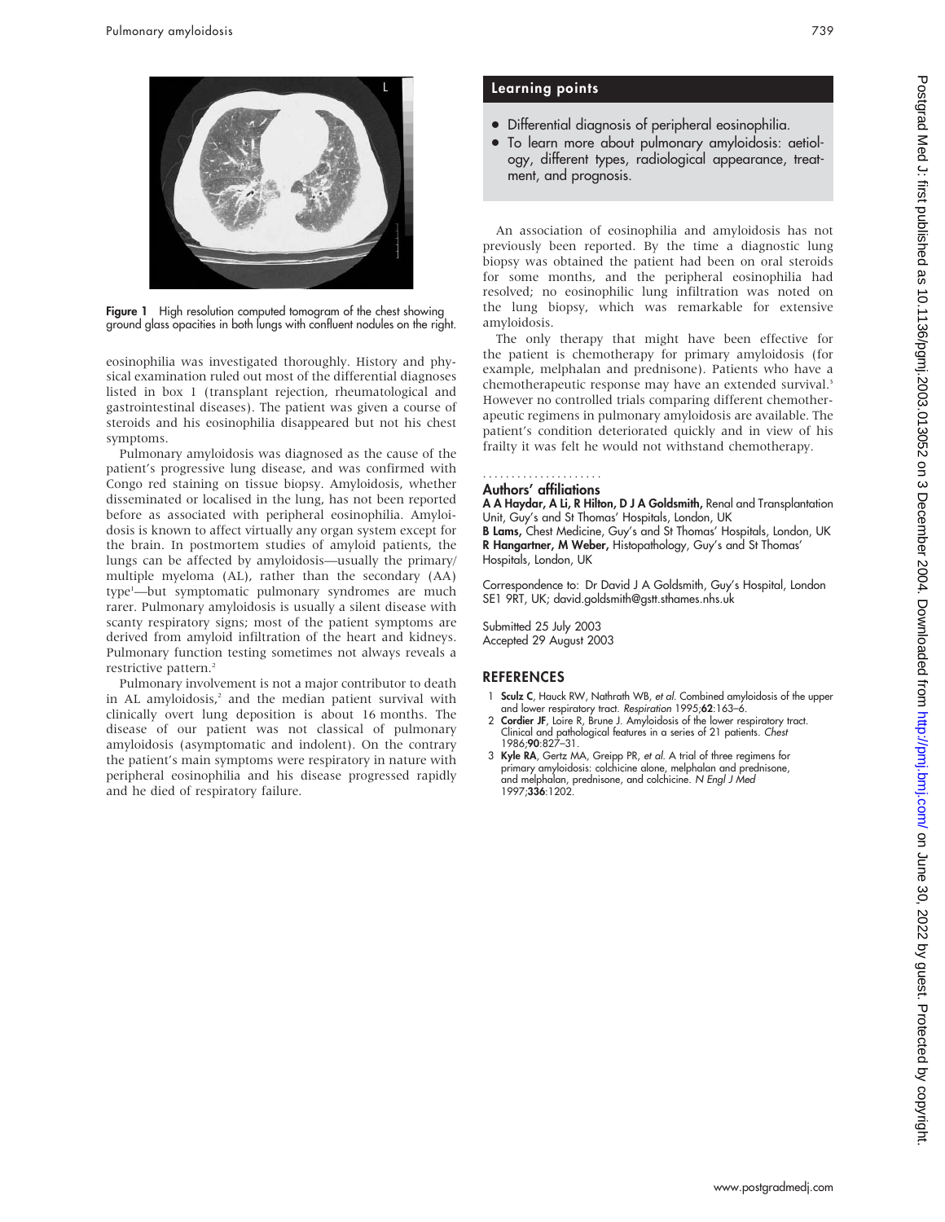Figure 1 High resolution computed tomogram of the chest showing ground glass opacities in both lungs with confluent nodules on the right.

eosinophilia was investigated thoroughly. History and physical examination ruled out most of the differential diagnoses listed in box 1 (transplant rejection, rheumatological and gastrointestinal diseases). The patient was given a course of steroids and his eosinophilia disappeared but not his chest symptoms.

Pulmonary amyloidosis was diagnosed as the cause of the patient's progressive lung disease, and was confirmed with Congo red staining on tissue biopsy. Amyloidosis, whether disseminated or localised in the lung, has not been reported before as associated with peripheral eosinophilia. Amyloidosis is known to affect virtually any organ system except for the brain. In postmortem studies of amyloid patients, the lungs can be affected by amyloidosis—usually the primary/multiple myeloma (AL), rather than the secondary (AA) type[1]—but symptomatic pulmonary syndromes are much rarer. Pulmonary amyloidosis is usually a silent disease with scanty respiratory signs; most of the patient symptoms are derived from amyloid infiltration of the heart and kidneys. Pulmonary function testing sometimes not always reveals a restrictive pattern.[2]

Pulmonary involvement is not a major contributor to death in AL amyloidosis,[2] and the median patient survival with clinically overt lung deposition is about 16 months. The disease of our patient was not classical of pulmonary amyloidosis (asymptomatic and indolent). On the contrary the patient's main symptoms were respiratory in nature with peripheral eosinophilia and his disease progressed rapidly and he died of respiratory failure.

## Learning points

- Differential diagnosis of peripheral eosinophilia.
- To learn more about pulmonary amyloidosis: aetiology, different types, radiological appearance, treatment, and prognosis.

An association of eosinophilia and amyloidosis has not previously been reported. By the time a diagnostic lung biopsy was obtained the patient had been on oral steroids for some months, and the peripheral eosinophilia had resolved; no eosinophilic lung infiltration was noted on the lung biopsy, which was remarkable for extensive amyloidosis.

The only therapy that might have been effective for the patient is chemotherapy for primary amyloidosis (for example, melphalan and prednisone). Patients who have a chemotherapeutic response may have an extended survival.[3] However no controlled trials comparing different chemotherapeutic regimens in pulmonary amyloidosis are available. The patient's condition deteriorated quickly and in view of his frailty it was felt he would not withstand chemotherapy.

### Authors' affiliations

**A A Haydar, A Li, R Hilton, D J A Goldsmith,** Renal and Transplantation Unit, Guy's and St Thomas' Hospitals, London, UK
**B Lams,** Chest Medicine, Guy's and St Thomas' Hospitals, London, UK
**R Hangartner, M Weber,** Histopathology, Guy's and St Thomas' Hospitals, London, UK

Correspondence to: Dr David J A Goldsmith, Guy's Hospital, London SE1 9RT, UK; david.goldsmith@gstt.sthames.nhs.uk

Submitted 25 July 2003
Accepted 29 August 2003

## REFERENCES

1. **Sculz C**, Hauck RW, Nathrath WB, *et al*. Combined amyloidosis of the upper and lower respiratory tract. *Respiration* 1995;**62**:163–6.
2. **Cordier JF**, Loire R, Brune J. Amyloidosis of the lower respiratory tract. Clinical and pathological features in a series of 21 patients. *Chest* 1986;**90**:827–31.
3. **Kyle RA**, Gertz MA, Greipp PR, *et al*. A trial of three regimens for primary amyloidosis: colchicine alone, melphalan and prednisone, and melphalan, prednisone, and colchicine. *N Engl J Med* 1997;**336**:1202.